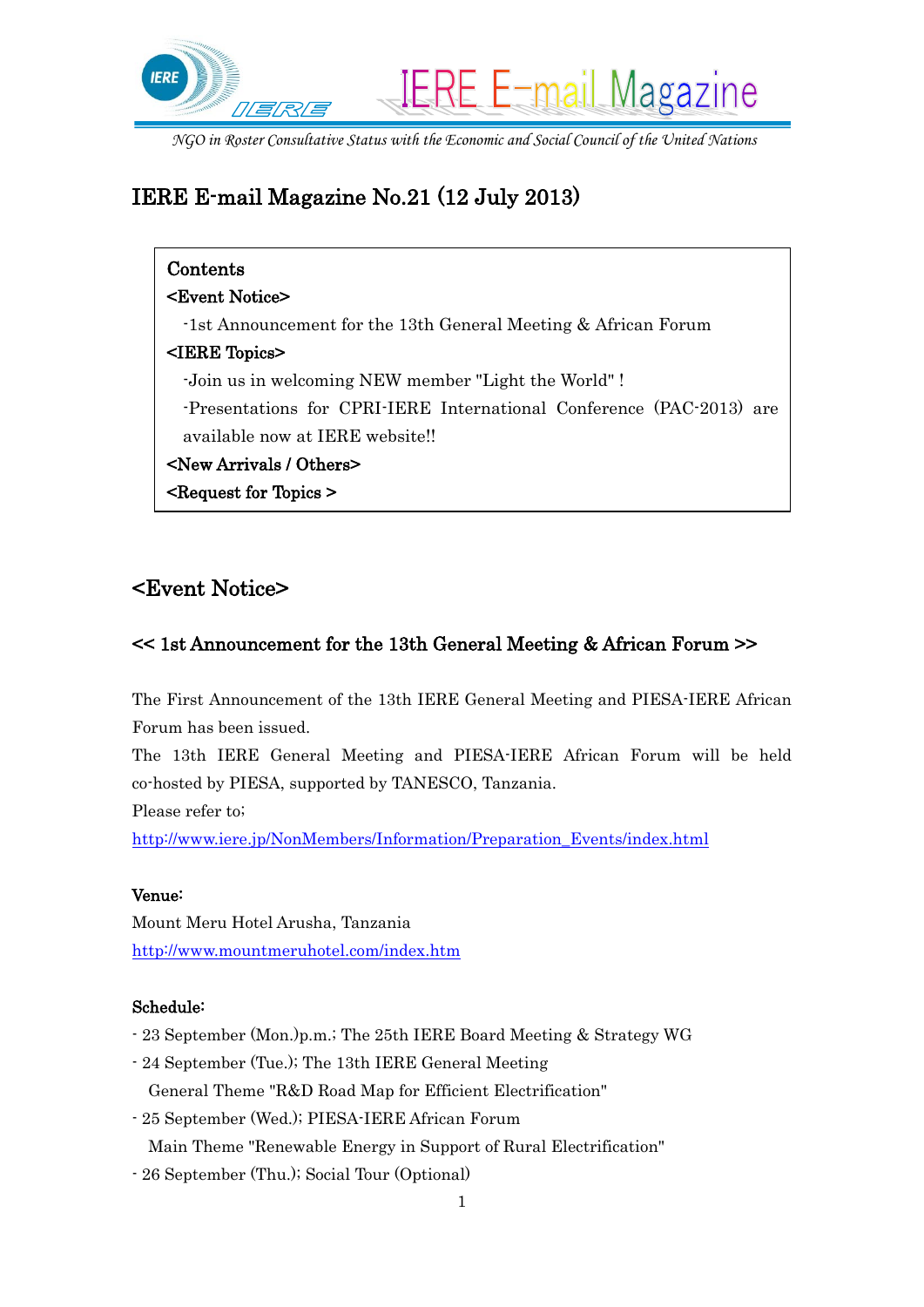IERE E-mail Magazine

*NGO in Roster Consultative Status with the Economic and Social Council of the United Nations*

# IERE E-mail Magazine No.21 (12 July 2013)

**Contents**

**<Event Notice>**

-1st Announcement for the 13th General Meeting & African Forum

**<IERE Topics>**

-Join us in welcoming NEW member "Light the World" !

-Presentations for CPRI-IERE International Conference (PAC-2013) are available now at IERE website!!

**<New Arrivals / Others>**

**<Request for Topics >**

## <Event Notice>

### << 1st Announcement for the 13th General Meeting & African Forum >>

The First Announcement of the 13th IERE General Meeting and PIESA-IERE African Forum has been issued.

The 13th IERE General Meeting and PIESA-IERE African Forum will be held co-hosted by PIESA, supported by TANESCO, Tanzania.

Please refer to;

http://www.iere.jp/NonMembers/Information/Preparation_Events/index.html

**Venue:**

Mount Meru Hotel Arusha, Tanzania

http://www.mountmeruhotel.com/index.htm

**Schedule:**

- 23 September (Mon.)p.m.; The 25th IERE Board Meeting & Strategy WG
- 24 September (Tue.); The 13th IERE General Meeting
  General Theme "R&D Road Map for Efficient Electrification"
- 25 September (Wed.); PIESA-IERE African Forum
  Main Theme "Renewable Energy in Support of Rural Electrification"
- 26 September (Thu.); Social Tour (Optional)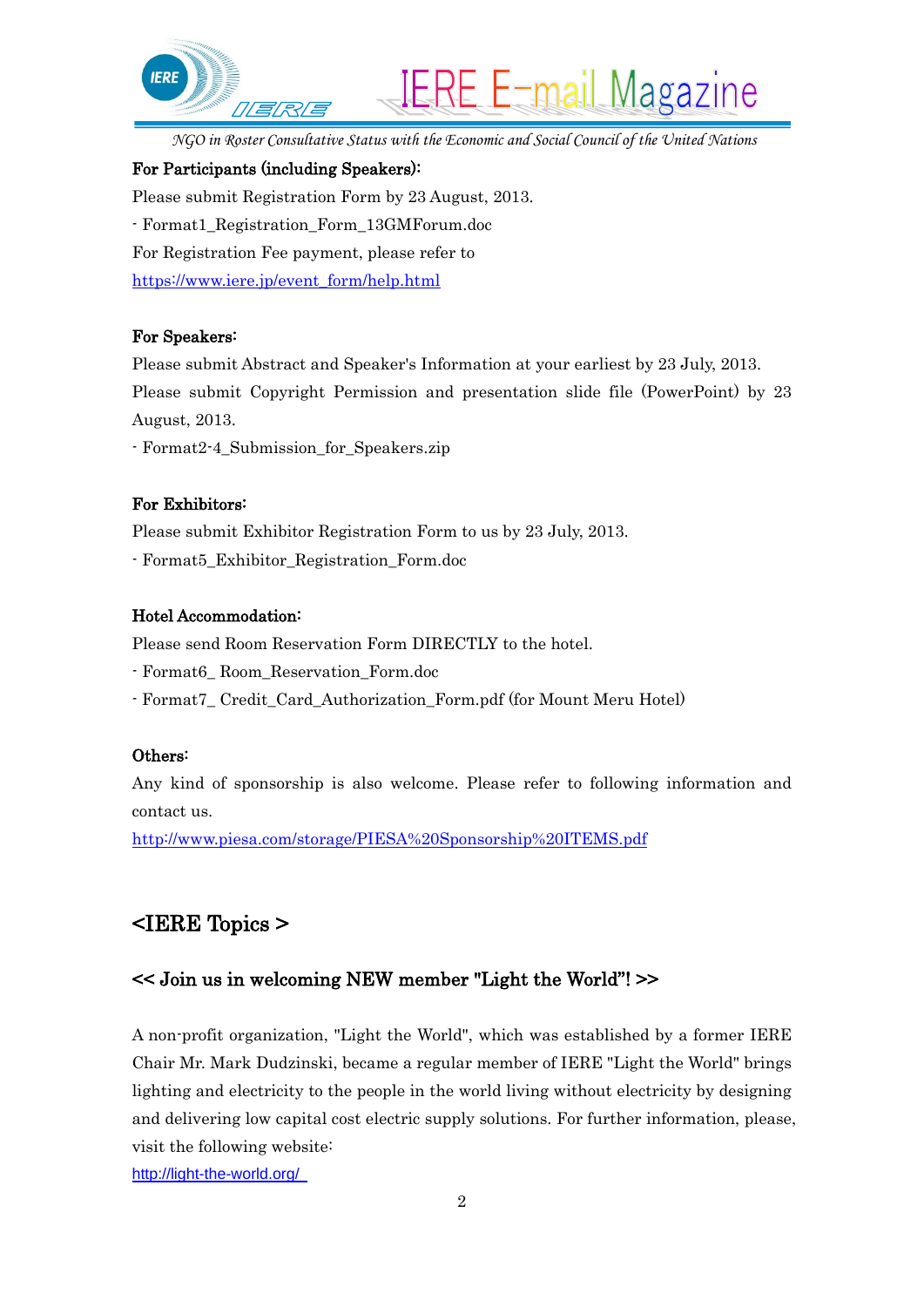**For Participants (including Speakers):**

Please submit Registration Form by 23 August, 2013.

- Format1_Registration_Form_13GMForum.doc

For Registration Fee payment, please refer to

https://www.iere.jp/event_form/help.html

**For Speakers:**

Please submit Abstract and Speaker's Information at your earliest by 23 July, 2013.

Please submit Copyright Permission and presentation slide file (PowerPoint) by 23 August, 2013.

- Format2-4_Submission_for_Speakers.zip

**For Exhibitors:**

Please submit Exhibitor Registration Form to us by 23 July, 2013.

- Format5_Exhibitor_Registration_Form.doc

**Hotel Accommodation:**

Please send Room Reservation Form DIRECTLY to the hotel.

- Format6_ Room_Reservation_Form.doc
- Format7_ Credit_Card_Authorization_Form.pdf (for Mount Meru Hotel)

**Others:**

Any kind of sponsorship is also welcome. Please refer to following information and contact us.

http://www.piesa.com/storage/PIESA%20Sponsorship%20ITEMS.pdf

## <IERE Topics >

### << Join us in welcoming NEW member "Light the World"! >>

A non-profit organization, "Light the World", which was established by a former IERE Chair Mr. Mark Dudzinski, became a regular member of IERE "Light the World" brings lighting and electricity to the people in the world living without electricity by designing and delivering low capital cost electric supply solutions. For further information, please, visit the following website:

http://light-the-world.org/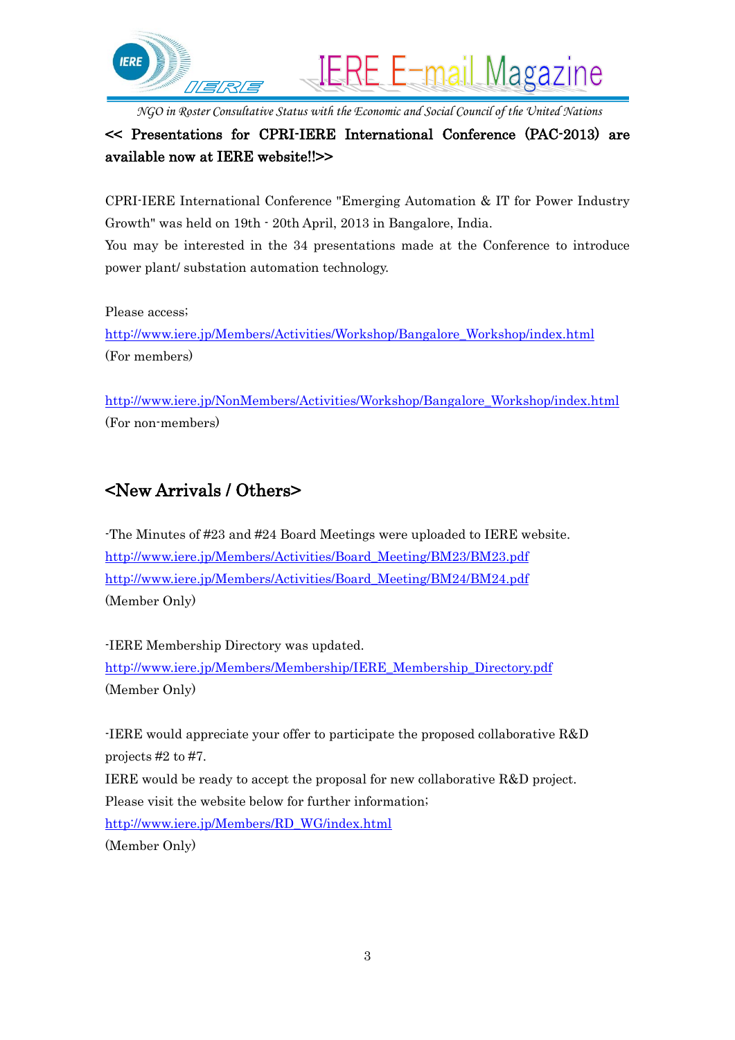**<< Presentations for CPRI-IERE International Conference (PAC-2013) are available now at IERE website!!>>**

CPRI-IERE International Conference "Emerging Automation & IT for Power Industry Growth" was held on 19th - 20th April, 2013 in Bangalore, India.
You may be interested in the 34 presentations made at the Conference to introduce power plant/ substation automation technology.

Please access;
http://www.iere.jp/Members/Activities/Workshop/Bangalore_Workshop/index.html
(For members)

http://www.iere.jp/NonMembers/Activities/Workshop/Bangalore_Workshop/index.html
(For non-members)

## <New Arrivals / Others>

-The Minutes of #23 and #24 Board Meetings were uploaded to IERE website.
http://www.iere.jp/Members/Activities/Board_Meeting/BM23/BM23.pdf
http://www.iere.jp/Members/Activities/Board_Meeting/BM24/BM24.pdf
(Member Only)

-IERE Membership Directory was updated.
http://www.iere.jp/Members/Membership/IERE_Membership_Directory.pdf
(Member Only)

-IERE would appreciate your offer to participate the proposed collaborative R&D projects #2 to #7.
IERE would be ready to accept the proposal for new collaborative R&D project.
Please visit the website below for further information;
http://www.iere.jp/Members/RD_WG/index.html
(Member Only)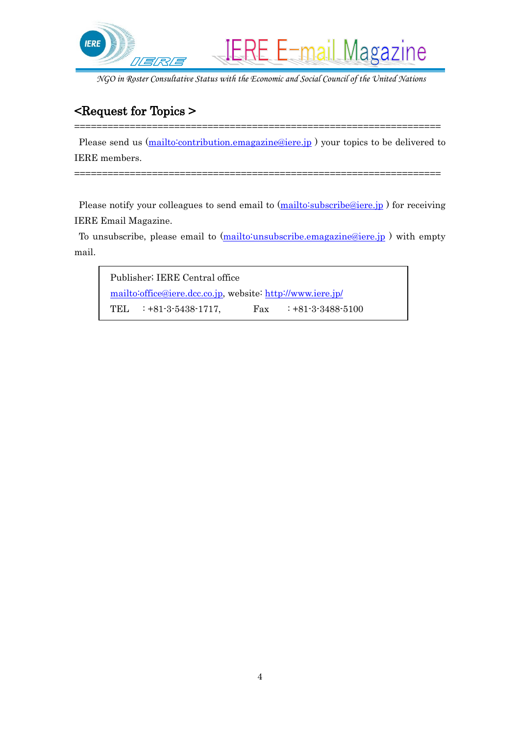## <Request for Topics >

==================================================================

Please send us (mailto:contribution.emagazine@iere.jp ) your topics to be delivered to IERE members.

==================================================================

Please notify your colleagues to send email to (mailto:subscribe@iere.jp ) for receiving IERE Email Magazine.

To unsubscribe, please email to (mailto:unsubscribe.emagazine@iere.jp ) with empty mail.

| | | |
|---|---|---|
| Publisher; IERE Central office | | |
| mailto:office@iere.dcc.co.jp, website: http://www.iere.jp/ | | |
| TEL　: +81-3-5438-1717, | Fax | : +81-3-3488-5100 |